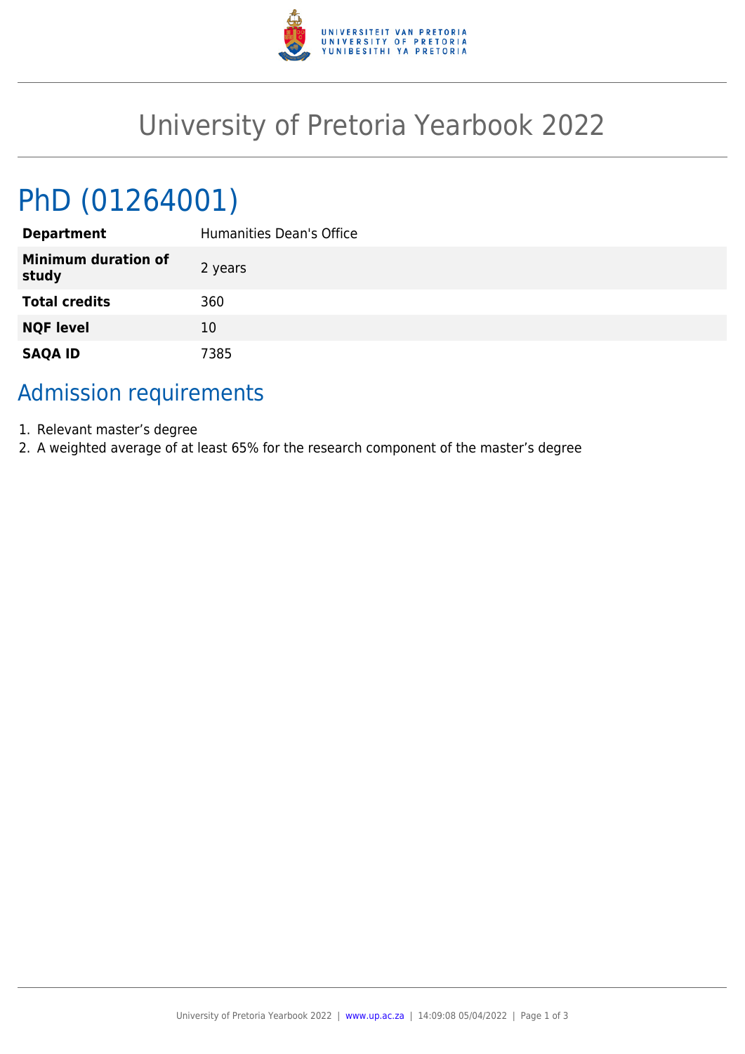# University of Pretoria Yearbook 2022

## PhD (01264001)

| | |
|---|---|
| **Department** | Humanities Dean's Office |
| **Minimum duration of study** | 2 years |
| **Total credits** | 360 |
| **NQF level** | 10 |
| **SAQA ID** | 7385 |

## Admission requirements

1. Relevant master's degree
2. A weighted average of at least 65% for the research component of the master's degree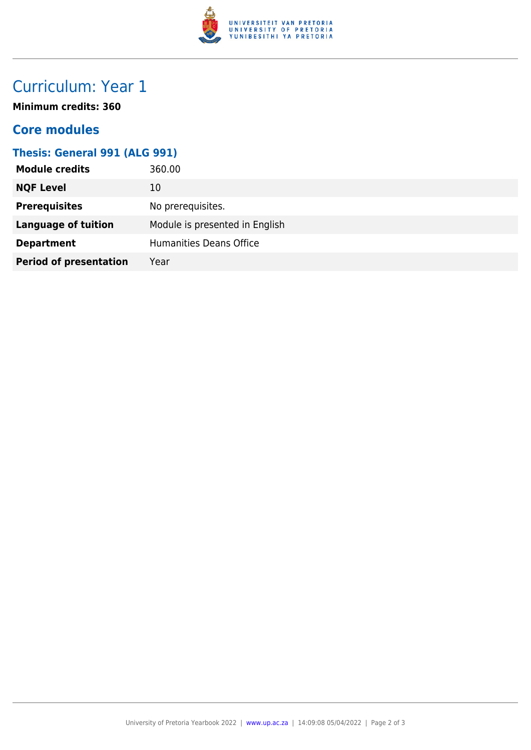# Curriculum: Year 1

**Minimum credits: 360**

## Core modules

### Thesis: General 991 (ALG 991)

| | |
|---|---|
| **Module credits** | 360.00 |
| **NQF Level** | 10 |
| **Prerequisites** | No prerequisites. |
| **Language of tuition** | Module is presented in English |
| **Department** | Humanities Deans Office |
| **Period of presentation** | Year |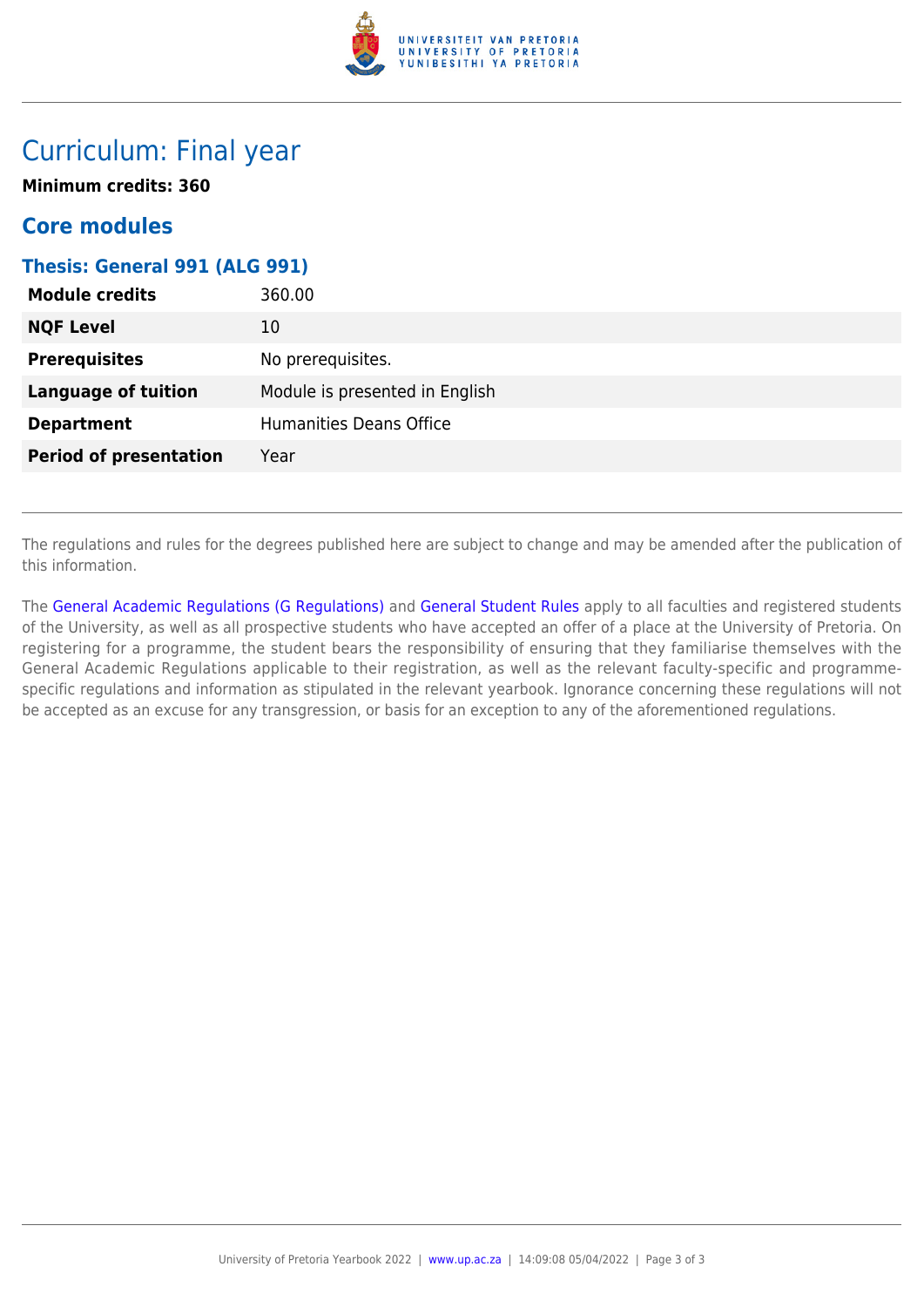# Curriculum: Final year

**Minimum credits: 360**

## Core modules

### Thesis: General 991 (ALG 991)

| | |
|---|---|
| **Module credits** | 360.00 |
| **NQF Level** | 10 |
| **Prerequisites** | No prerequisites. |
| **Language of tuition** | Module is presented in English |
| **Department** | Humanities Deans Office |
| **Period of presentation** | Year |

The regulations and rules for the degrees published here are subject to change and may be amended after the publication of this information.

The General Academic Regulations (G Regulations) and General Student Rules apply to all faculties and registered students of the University, as well as all prospective students who have accepted an offer of a place at the University of Pretoria. On registering for a programme, the student bears the responsibility of ensuring that they familiarise themselves with the General Academic Regulations applicable to their registration, as well as the relevant faculty-specific and programme-specific regulations and information as stipulated in the relevant yearbook. Ignorance concerning these regulations will not be accepted as an excuse for any transgression, or basis for an exception to any of the aforementioned regulations.